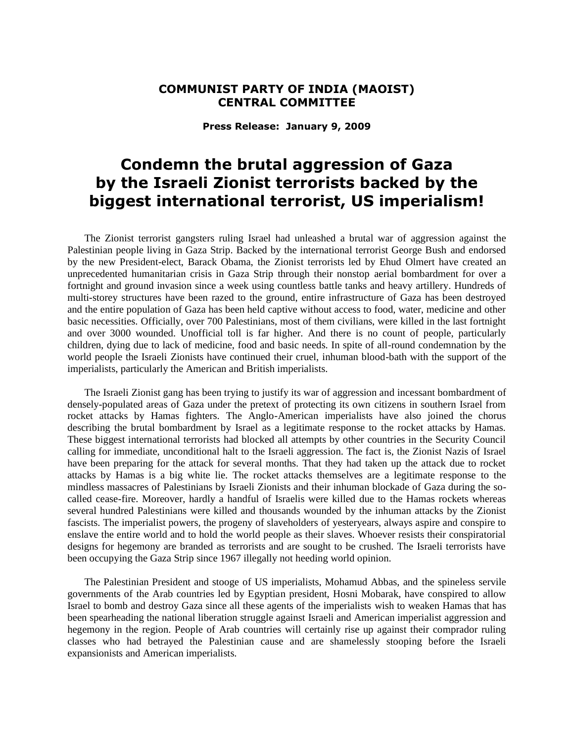**COMMUNIST PARTY OF INDIA (MAOIST)**
**CENTRAL COMMITTEE**

**Press Release: January 9, 2009**

# Condemn the brutal aggression of Gaza by the Israeli Zionist terrorists backed by the biggest international terrorist, US imperialism!

The Zionist terrorist gangsters ruling Israel had unleashed a brutal war of aggression against the Palestinian people living in Gaza Strip. Backed by the international terrorist George Bush and endorsed by the new President-elect, Barack Obama, the Zionist terrorists led by Ehud Olmert have created an unprecedented humanitarian crisis in Gaza Strip through their nonstop aerial bombardment for over a fortnight and ground invasion since a week using countless battle tanks and heavy artillery. Hundreds of multi-storey structures have been razed to the ground, entire infrastructure of Gaza has been destroyed and the entire population of Gaza has been held captive without access to food, water, medicine and other basic necessities. Officially, over 700 Palestinians, most of them civilians, were killed in the last fortnight and over 3000 wounded. Unofficial toll is far higher. And there is no count of people, particularly children, dying due to lack of medicine, food and basic needs. In spite of all-round condemnation by the world people the Israeli Zionists have continued their cruel, inhuman blood-bath with the support of the imperialists, particularly the American and British imperialists.

The Israeli Zionist gang has been trying to justify its war of aggression and incessant bombardment of densely-populated areas of Gaza under the pretext of protecting its own citizens in southern Israel from rocket attacks by Hamas fighters. The Anglo-American imperialists have also joined the chorus describing the brutal bombardment by Israel as a legitimate response to the rocket attacks by Hamas. These biggest international terrorists had blocked all attempts by other countries in the Security Council calling for immediate, unconditional halt to the Israeli aggression. The fact is, the Zionist Nazis of Israel have been preparing for the attack for several months. That they had taken up the attack due to rocket attacks by Hamas is a big white lie. The rocket attacks themselves are a legitimate response to the mindless massacres of Palestinians by Israeli Zionists and their inhuman blockade of Gaza during the so-called cease-fire. Moreover, hardly a handful of Israelis were killed due to the Hamas rockets whereas several hundred Palestinians were killed and thousands wounded by the inhuman attacks by the Zionist fascists. The imperialist powers, the progeny of slaveholders of yesteryears, always aspire and conspire to enslave the entire world and to hold the world people as their slaves. Whoever resists their conspiratorial designs for hegemony are branded as terrorists and are sought to be crushed. The Israeli terrorists have been occupying the Gaza Strip since 1967 illegally not heeding world opinion.

The Palestinian President and stooge of US imperialists, Mohamud Abbas, and the spineless servile governments of the Arab countries led by Egyptian president, Hosni Mobarak, have conspired to allow Israel to bomb and destroy Gaza since all these agents of the imperialists wish to weaken Hamas that has been spearheading the national liberation struggle against Israeli and American imperialist aggression and hegemony in the region. People of Arab countries will certainly rise up against their comprador ruling classes who had betrayed the Palestinian cause and are shamelessly stooping before the Israeli expansionists and American imperialists.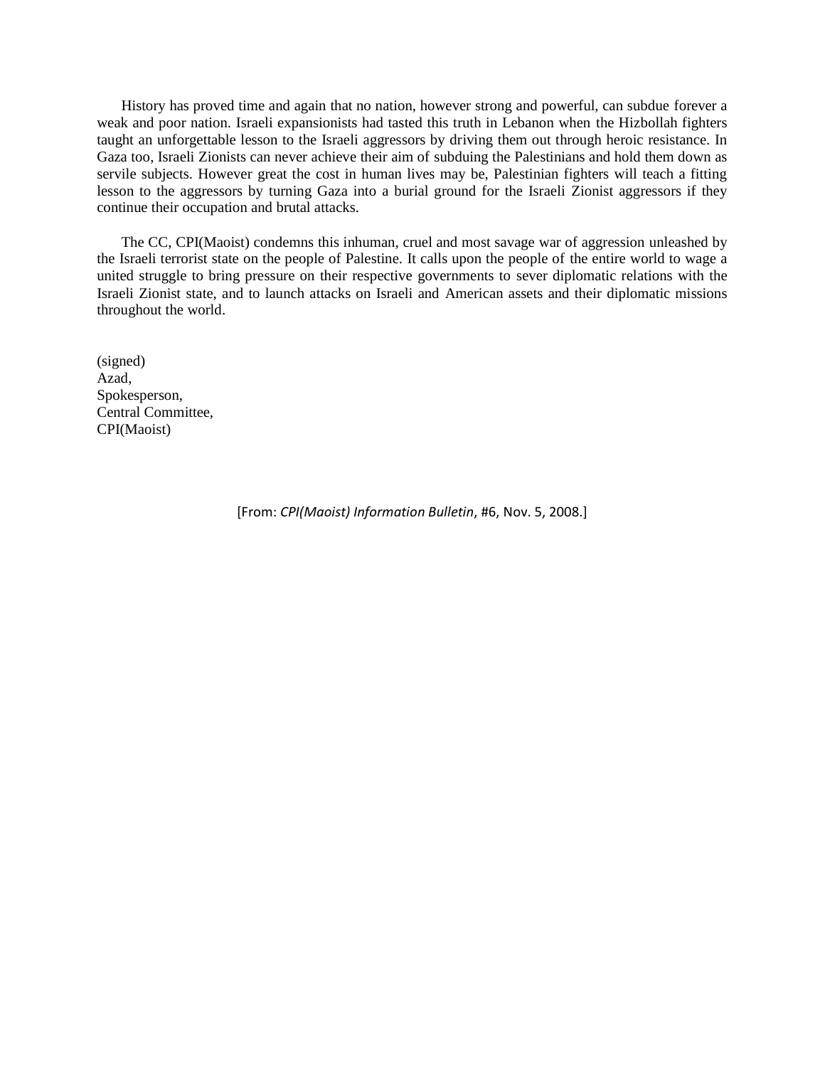History has proved time and again that no nation, however strong and powerful, can subdue forever a weak and poor nation. Israeli expansionists had tasted this truth in Lebanon when the Hizbollah fighters taught an unforgettable lesson to the Israeli aggressors by driving them out through heroic resistance. In Gaza too, Israeli Zionists can never achieve their aim of subduing the Palestinians and hold them down as servile subjects. However great the cost in human lives may be, Palestinian fighters will teach a fitting lesson to the aggressors by turning Gaza into a burial ground for the Israeli Zionist aggressors if they continue their occupation and brutal attacks.

The CC, CPI(Maoist) condemns this inhuman, cruel and most savage war of aggression unleashed by the Israeli terrorist state on the people of Palestine. It calls upon the people of the entire world to wage a united struggle to bring pressure on their respective governments to sever diplomatic relations with the Israeli Zionist state, and to launch attacks on Israeli and American assets and their diplomatic missions throughout the world.

(signed)
Azad,
Spokesperson,
Central Committee,
CPI(Maoist)

[From: *CPI(Maoist) Information Bulletin*, #6, Nov. 5, 2008.]